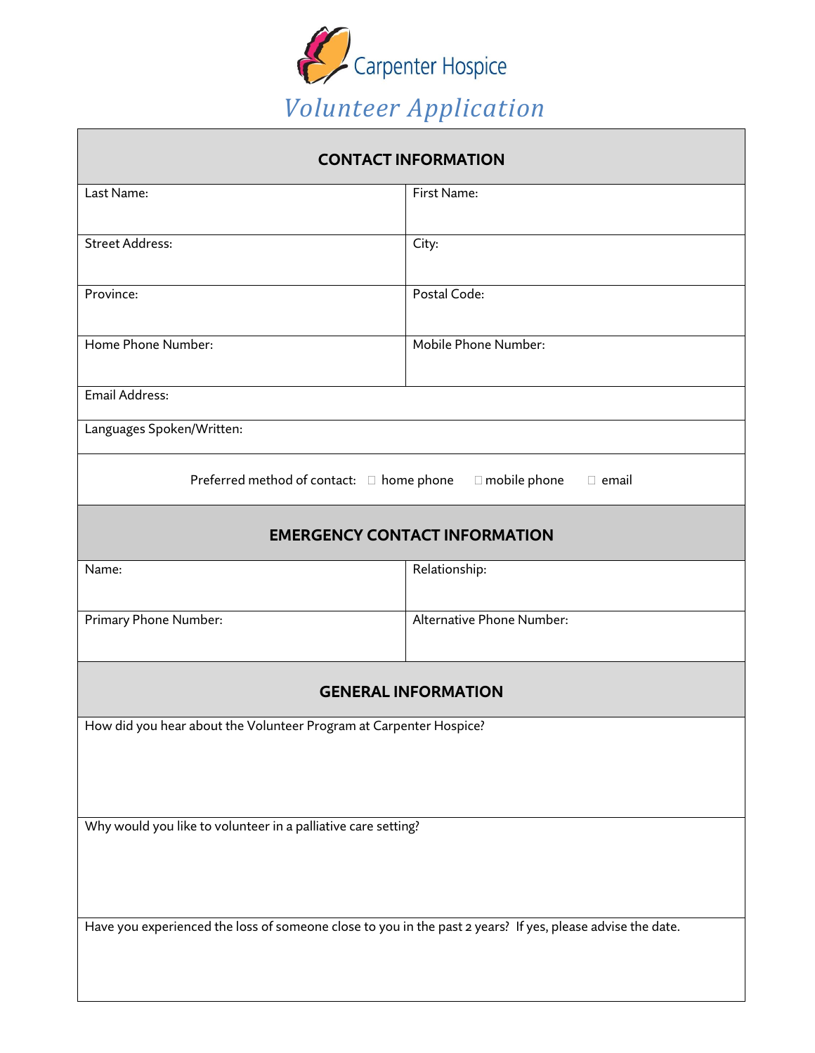Carpenter Hospice

# *Volunteer Application*

| CONTACT INFORMATION | |
|---|---|
| Last Name: | First Name: |
| Street Address: | City: |
| Province: | Postal Code: |
| Home Phone Number: | Mobile Phone Number: |
| Email Address: | |
| Languages Spoken/Written: | |
| Preferred method of contact: ☐ home phone ☐ mobile phone ☐ email | |

| EMERGENCY CONTACT INFORMATION | |
|---|---|
| Name: | Relationship: |
| Primary Phone Number: | Alternative Phone Number: |

| GENERAL INFORMATION |
|---|
| How did you hear about the Volunteer Program at Carpenter Hospice? |
| Why would you like to volunteer in a palliative care setting? |
| Have you experienced the loss of someone close to you in the past 2 years? If yes, please advise the date. |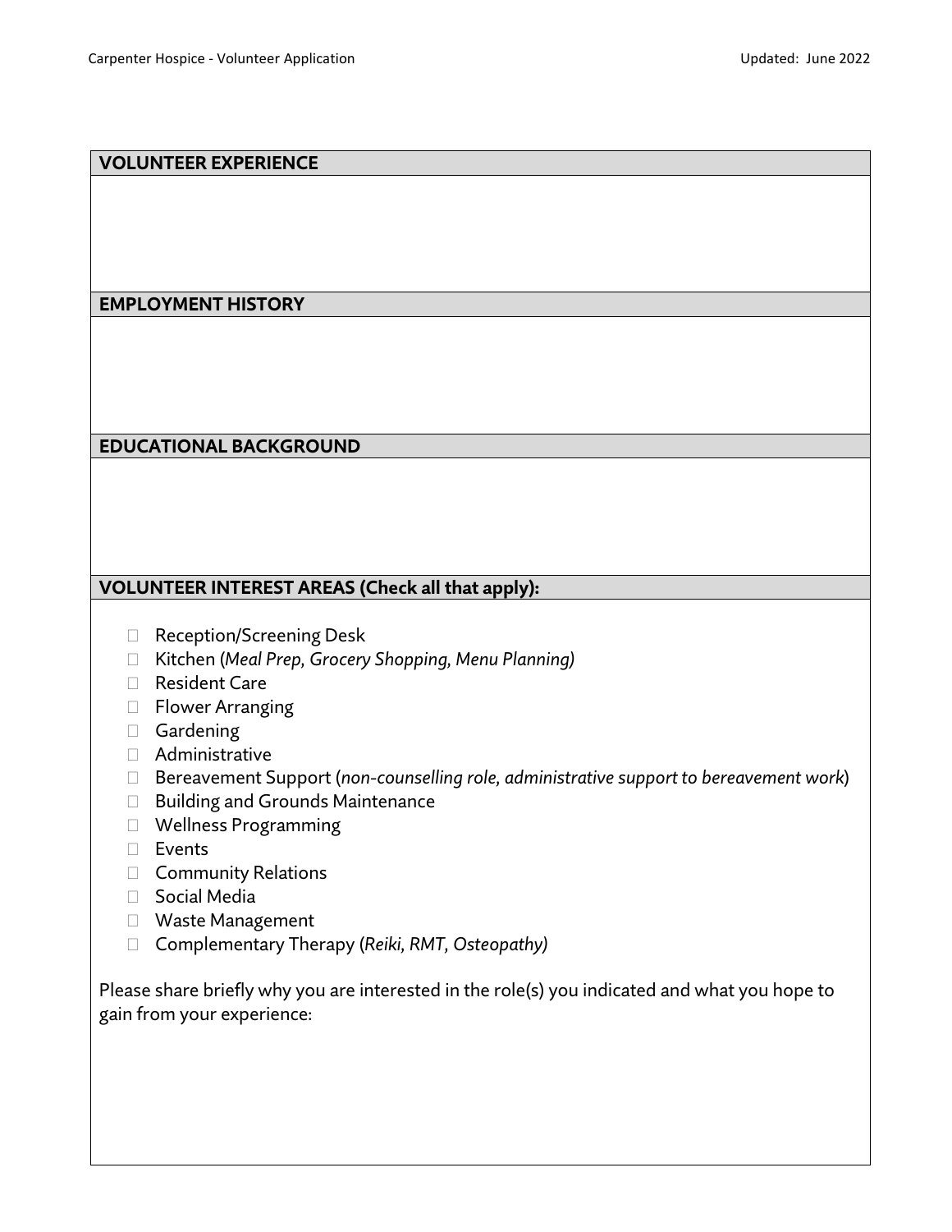## VOLUNTEER EXPERIENCE

## EMPLOYMENT HISTORY

## EDUCATIONAL BACKGROUND

## VOLUNTEER INTEREST AREAS (Check all that apply):

- ☐ Reception/Screening Desk
- ☐ Kitchen (*Meal Prep, Grocery Shopping, Menu Planning)*
- ☐ Resident Care
- ☐ Flower Arranging
- ☐ Gardening
- ☐ Administrative
- ☐ Bereavement Support (*non-counselling role, administrative support to bereavement work*)
- ☐ Building and Grounds Maintenance
- ☐ Wellness Programming
- ☐ Events
- ☐ Community Relations
- ☐ Social Media
- ☐ Waste Management
- ☐ Complementary Therapy (*Reiki, RMT, Osteopathy)*

Please share briefly why you are interested in the role(s) you indicated and what you hope to gain from your experience: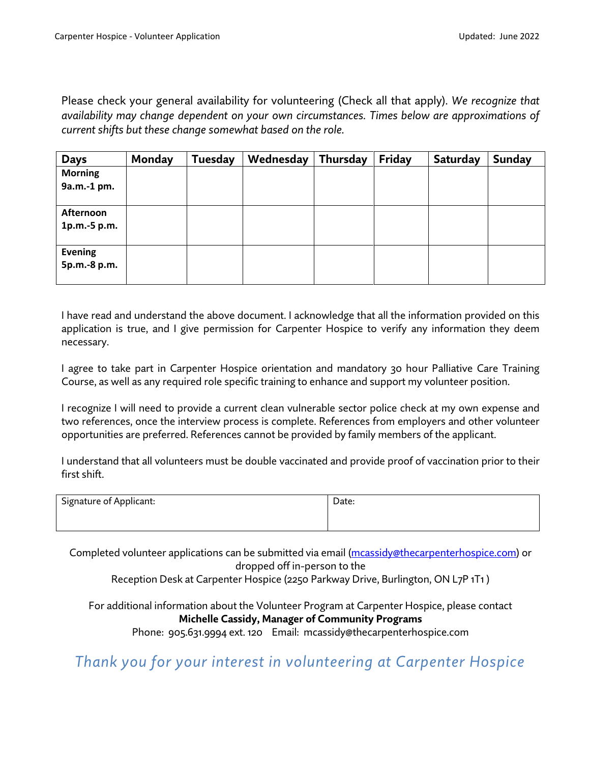Please check your general availability for volunteering (Check all that apply). *We recognize that availability may change dependent on your own circumstances. Times below are approximations of current shifts but these change somewhat based on the role.*

| **Days** | **Monday** | **Tuesday** | **Wednesday** | **Thursday** | **Friday** | **Saturday** | **Sunday** |
|---|---|---|---|---|---|---|---|
| **Morning 9a.m.-1 pm.** | | | | | | | |
| **Afternoon 1p.m.-5 p.m.** | | | | | | | |
| **Evening 5p.m.-8 p.m.** | | | | | | | |

I have read and understand the above document. I acknowledge that all the information provided on this application is true, and I give permission for Carpenter Hospice to verify any information they deem necessary.

I agree to take part in Carpenter Hospice orientation and mandatory 30 hour Palliative Care Training Course, as well as any required role specific training to enhance and support my volunteer position.

I recognize I will need to provide a current clean vulnerable sector police check at my own expense and two references, once the interview process is complete. References from employers and other volunteer opportunities are preferred. References cannot be provided by family members of the applicant.

I understand that all volunteers must be double vaccinated and provide proof of vaccination prior to their first shift.

| Signature of Applicant: | Date: |
|---|---|
| | |

Completed volunteer applications can be submitted via email (mcassidy@thecarpenterhospice.com) or dropped off in-person to the Reception Desk at Carpenter Hospice (2250 Parkway Drive, Burlington, ON L7P 1T1 )

For additional information about the Volunteer Program at Carpenter Hospice, please contact
**Michelle Cassidy, Manager of Community Programs**
Phone: 905.631.9994 ext. 120 Email: mcassidy@thecarpenterhospice.com

*Thank you for your interest in volunteering at Carpenter Hospice*